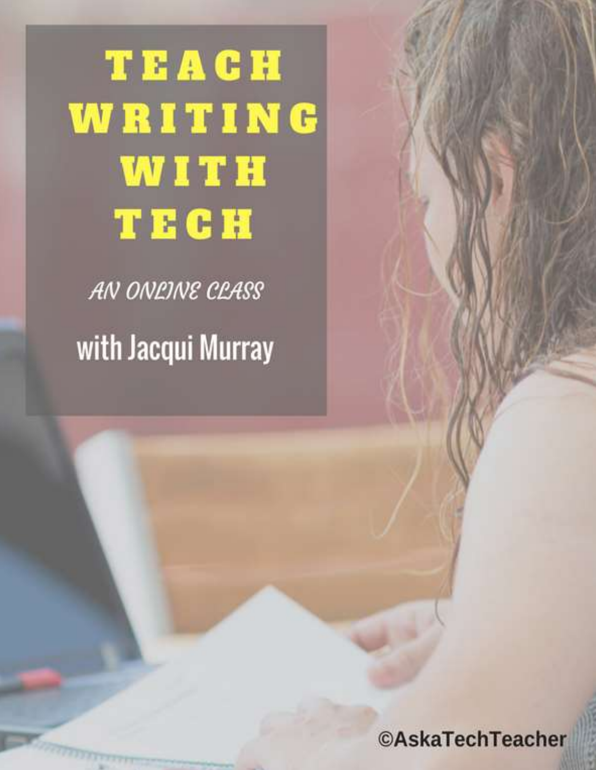# TEACH WRITING WITH TECH

*AN ONLINE CLASS*

**with Jacqui Murray**

©AskaTechTeacher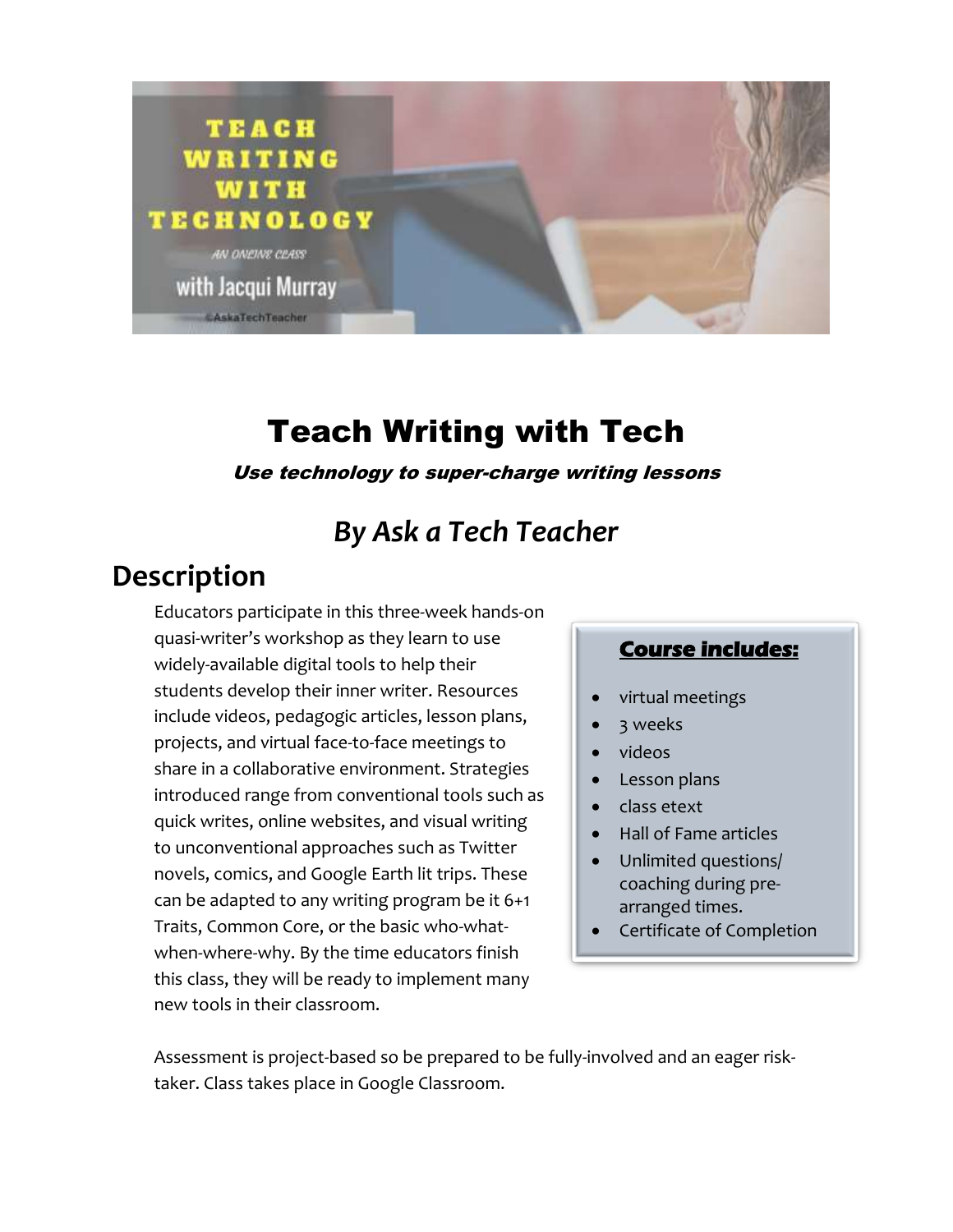# Teach Writing with Tech

***Use technology to super-charge writing lessons***

## *By Ask a Tech Teacher*

## Description

Educators participate in this three-week hands-on quasi-writer's workshop as they learn to use widely-available digital tools to help their students develop their inner writer. Resources include videos, pedagogic articles, lesson plans, projects, and virtual face-to-face meetings to share in a collaborative environment. Strategies introduced range from conventional tools such as quick writes, online websites, and visual writing to unconventional approaches such as Twitter novels, comics, and Google Earth lit trips. These can be adapted to any writing program be it 6+1 Traits, Common Core, or the basic who-what-when-where-why. By the time educators finish this class, they will be ready to implement many new tools in their classroom.

**Course includes:**

- virtual meetings
- 3 weeks
- videos
- Lesson plans
- class etext
- Hall of Fame articles
- Unlimited questions/ coaching during pre-arranged times.
- Certificate of Completion

Assessment is project-based so be prepared to be fully-involved and an eager risk-taker. Class takes place in Google Classroom.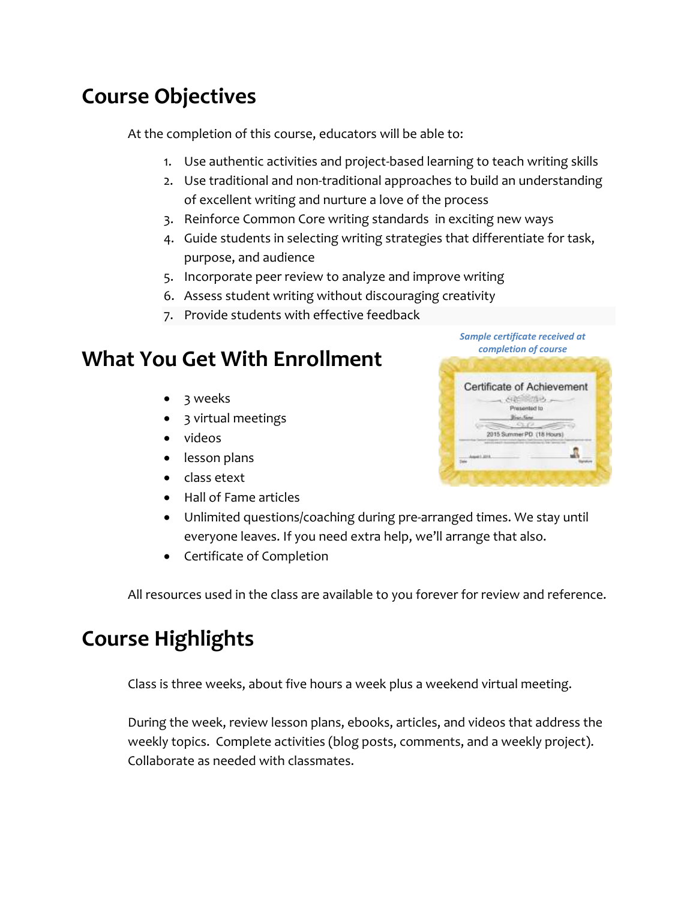## Course Objectives

At the completion of this course, educators will be able to:

1. Use authentic activities and project-based learning to teach writing skills
2. Use traditional and non-traditional approaches to build an understanding of excellent writing and nurture a love of the process
3. Reinforce Common Core writing standards in exciting new ways
4. Guide students in selecting writing strategies that differentiate for task, purpose, and audience
5. Incorporate peer review to analyze and improve writing
6. Assess student writing without discouraging creativity
7. Provide students with effective feedback

## What You Get With Enrollment

*Sample certificate received at completion of course*

- 3 weeks
- 3 virtual meetings
- videos
- lesson plans
- class etext
- Hall of Fame articles
- Unlimited questions/coaching during pre-arranged times. We stay until everyone leaves. If you need extra help, we'll arrange that also.
- Certificate of Completion

All resources used in the class are available to you forever for review and reference.

## Course Highlights

Class is three weeks, about five hours a week plus a weekend virtual meeting.

During the week, review lesson plans, ebooks, articles, and videos that address the weekly topics. Complete activities (blog posts, comments, and a weekly project). Collaborate as needed with classmates.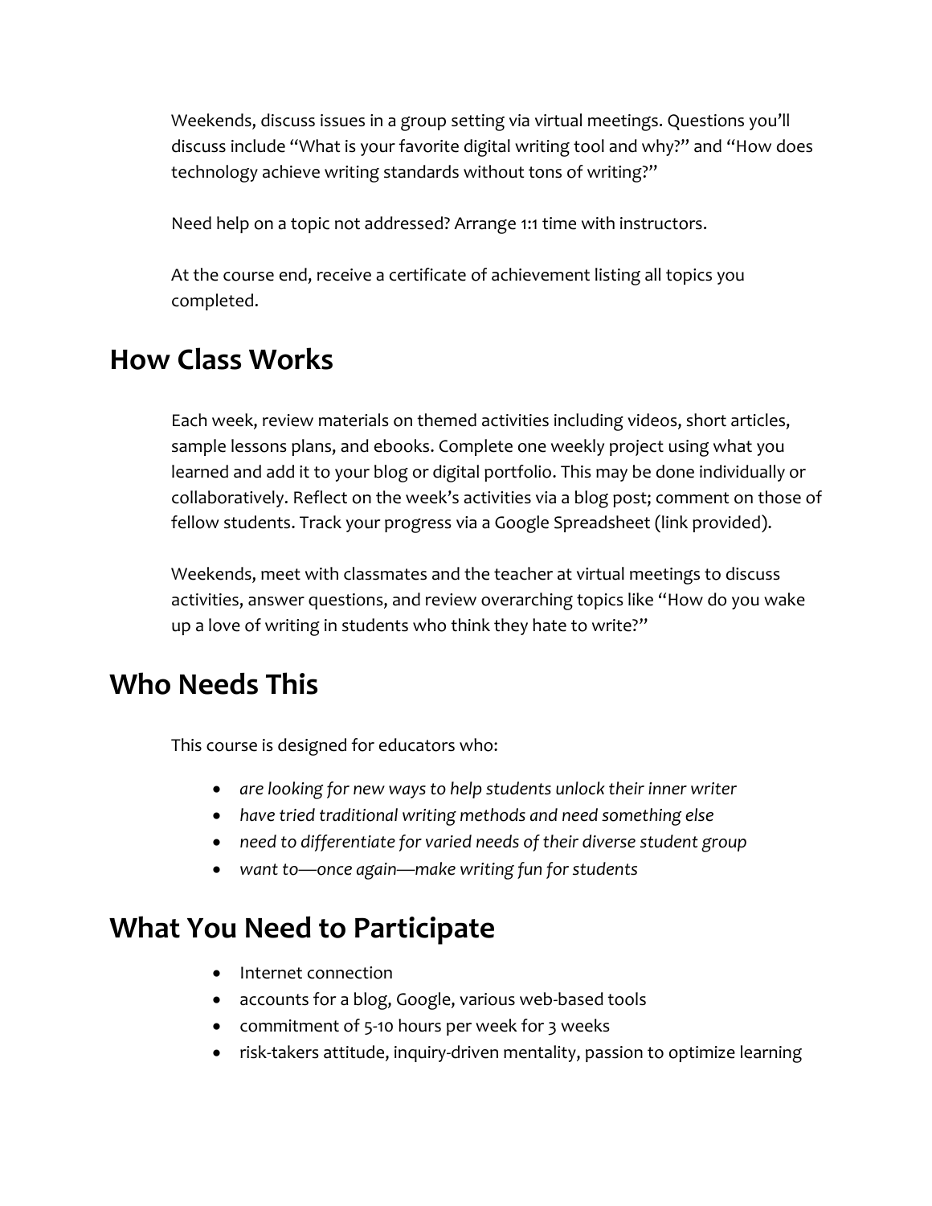Weekends, discuss issues in a group setting via virtual meetings. Questions you'll discuss include "What is your favorite digital writing tool and why?" and "How does technology achieve writing standards without tons of writing?"

Need help on a topic not addressed? Arrange 1:1 time with instructors.

At the course end, receive a certificate of achievement listing all topics you completed.

## How Class Works

Each week, review materials on themed activities including videos, short articles, sample lessons plans, and ebooks. Complete one weekly project using what you learned and add it to your blog or digital portfolio. This may be done individually or collaboratively. Reflect on the week's activities via a blog post; comment on those of fellow students. Track your progress via a Google Spreadsheet (link provided).

Weekends, meet with classmates and the teacher at virtual meetings to discuss activities, answer questions, and review overarching topics like "How do you wake up a love of writing in students who think they hate to write?"

## Who Needs This

This course is designed for educators who:

- *are looking for new ways to help students unlock their inner writer*
- *have tried traditional writing methods and need something else*
- *need to differentiate for varied needs of their diverse student group*
- *want to—once again—make writing fun for students*

## What You Need to Participate

- Internet connection
- accounts for a blog, Google, various web-based tools
- commitment of 5-10 hours per week for 3 weeks
- risk-takers attitude, inquiry-driven mentality, passion to optimize learning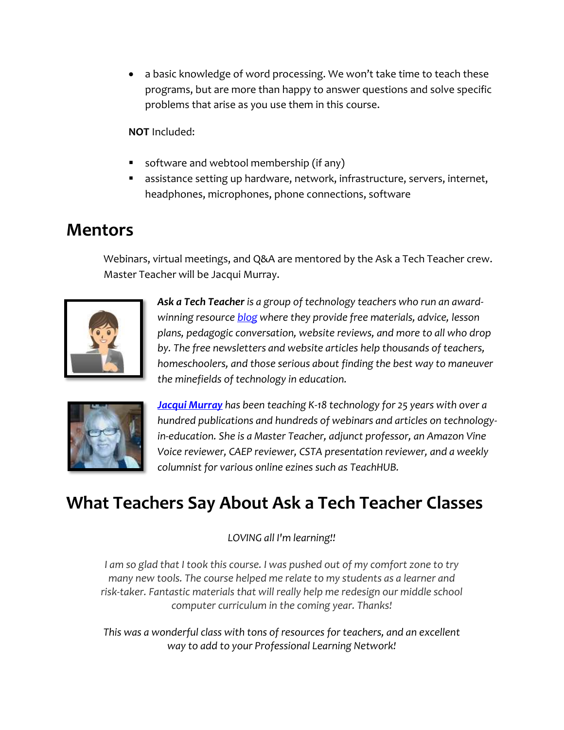- a basic knowledge of word processing. We won't take time to teach these programs, but are more than happy to answer questions and solve specific problems that arise as you use them in this course.

**NOT** Included:

- software and webtool membership (if any)
- assistance setting up hardware, network, infrastructure, servers, internet, headphones, microphones, phone connections, software

## Mentors

Webinars, virtual meetings, and Q&A are mentored by the Ask a Tech Teacher crew. Master Teacher will be Jacqui Murray.

***Ask a Tech Teacher*** *is a group of technology teachers who run an award-winning resource* *blog* *where they provide free materials, advice, lesson plans, pedagogic conversation, website reviews, and more to all who drop by. The free newsletters and website articles help thousands of teachers, homeschoolers, and those serious about finding the best way to maneuver the minefields of technology in education.*

***Jacqui Murray*** *has been teaching K-18 technology for 25 years with over a hundred publications and hundreds of webinars and articles on technology-in-education. She is a Master Teacher, adjunct professor, an Amazon Vine Voice reviewer, CAEP reviewer, CSTA presentation reviewer, and a weekly columnist for various online ezines such as TeachHUB.*

## What Teachers Say About Ask a Tech Teacher Classes

*LOVING all I'm learning!!*

*I am so glad that I took this course. I was pushed out of my comfort zone to try many new tools. The course helped me relate to my students as a learner and risk-taker. Fantastic materials that will really help me redesign our middle school computer curriculum in the coming year. Thanks!*

*This was a wonderful class with tons of resources for teachers, and an excellent way to add to your Professional Learning Network!*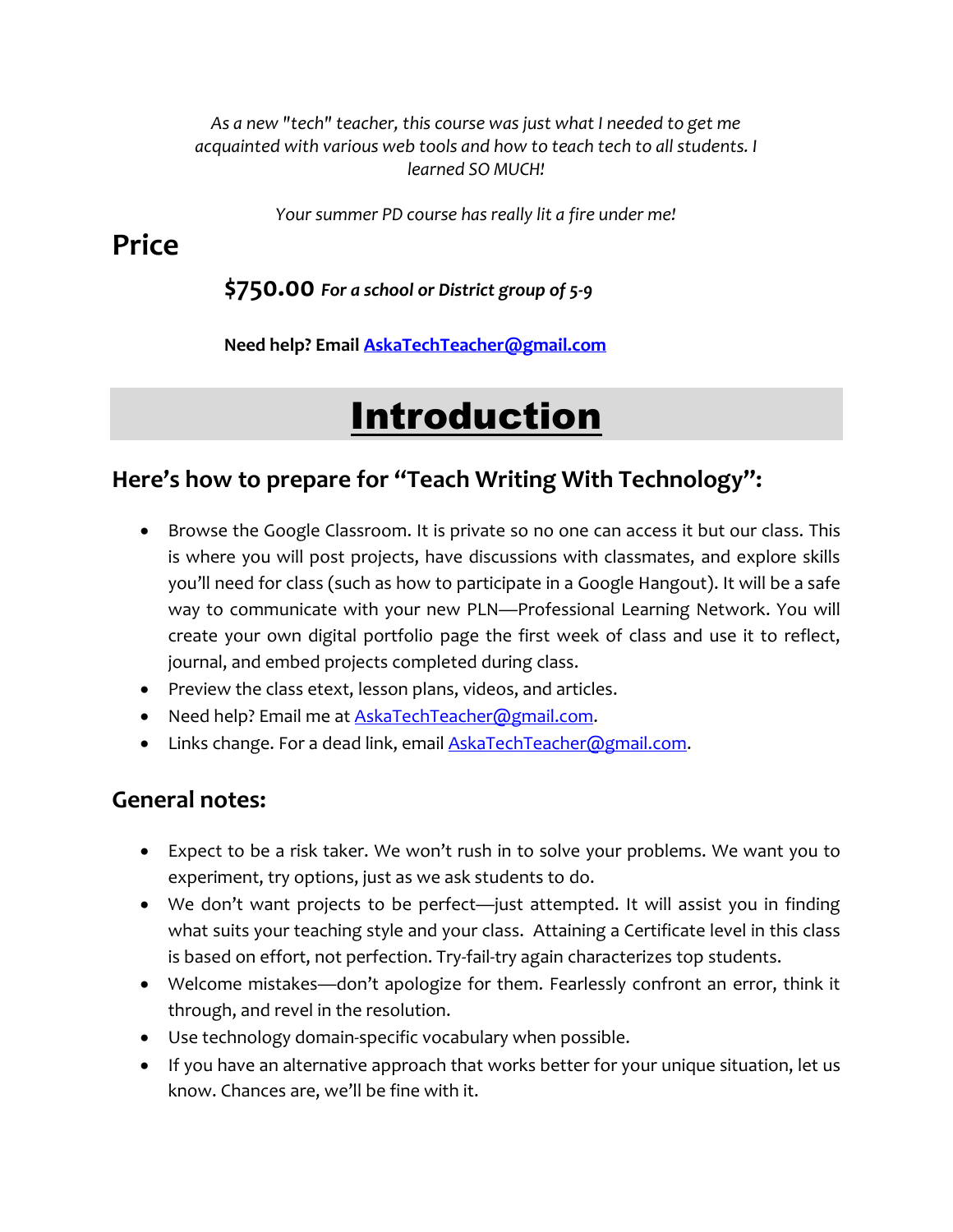*As a new "tech" teacher, this course was just what I needed to get me acquainted with various web tools and how to teach tech to all students. I learned SO MUCH!*

*Your summer PD course has really lit a fire under me!*

## Price

**$750.00** ***For a school or District group of 5-9***

**Need help? Email [AskaTechTeacher@gmail.com](mailto:AskaTechTeacher@gmail.com)**

# Introduction

## Here's how to prepare for "Teach Writing With Technology":

- Browse the Google Classroom. It is private so no one can access it but our class. This is where you will post projects, have discussions with classmates, and explore skills you'll need for class (such as how to participate in a Google Hangout). It will be a safe way to communicate with your new PLN—Professional Learning Network. You will create your own digital portfolio page the first week of class and use it to reflect, journal, and embed projects completed during class.
- Preview the class etext, lesson plans, videos, and articles.
- Need help? Email me at [AskaTechTeacher@gmail.com](mailto:AskaTechTeacher@gmail.com).
- Links change. For a dead link, email [AskaTechTeacher@gmail.com](mailto:AskaTechTeacher@gmail.com).

## General notes:

- Expect to be a risk taker. We won't rush in to solve your problems. We want you to experiment, try options, just as we ask students to do.
- We don't want projects to be perfect—just attempted. It will assist you in finding what suits your teaching style and your class. Attaining a Certificate level in this class is based on effort, not perfection. Try-fail-try again characterizes top students.
- Welcome mistakes—don't apologize for them. Fearlessly confront an error, think it through, and revel in the resolution.
- Use technology domain-specific vocabulary when possible.
- If you have an alternative approach that works better for your unique situation, let us know. Chances are, we'll be fine with it.